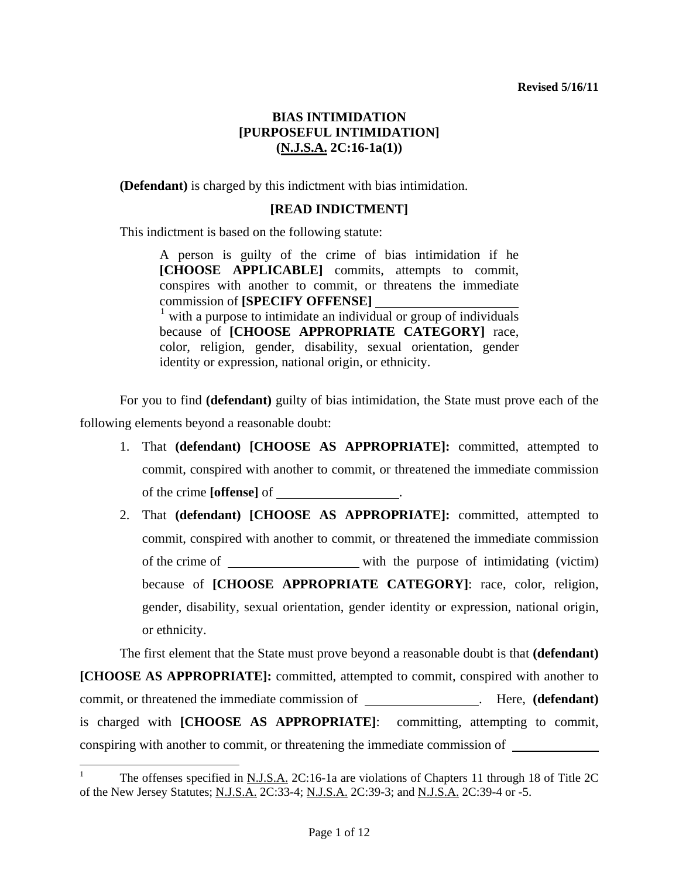**Revised 5/16/11**

# BIAS INTIMIDATION
## [PURPOSEFUL INTIMIDATION]
## (N.J.S.A. 2C:16-1a(1))

**(Defendant)** is charged by this indictment with bias intimidation.

**[READ INDICTMENT]**

This indictment is based on the following statute:

> A person is guilty of the crime of bias intimidation if he **[CHOOSE APPLICABLE]** commits, attempts to commit, conspires with another to commit, or threatens the immediate commission of **[SPECIFY OFFENSE]** ______________________ [1] with a purpose to intimidate an individual or group of individuals because of **[CHOOSE APPROPRIATE CATEGORY]** race, color, religion, gender, disability, sexual orientation, gender identity or expression, national origin, or ethnicity.

For you to find **(defendant)** guilty of bias intimidation, the State must prove each of the following elements beyond a reasonable doubt:

1. That **(defendant) [CHOOSE AS APPROPRIATE]:** committed, attempted to commit, conspired with another to commit, or threatened the immediate commission of the crime **[offense]** of ___________________.
2. That **(defendant) [CHOOSE AS APPROPRIATE]:** committed, attempted to commit, conspired with another to commit, or threatened the immediate commission of the crime of ____________________ with the purpose of intimidating (victim) because of **[CHOOSE APPROPRIATE CATEGORY]**: race, color, religion, gender, disability, sexual orientation, gender identity or expression, national origin, or ethnicity.

The first element that the State must prove beyond a reasonable doubt is that **(defendant) [CHOOSE AS APPROPRIATE]:** committed, attempted to commit, conspired with another to commit, or threatened the immediate commission of __________________. Here, **(defendant)** is charged with **[CHOOSE AS APPROPRIATE]**: committing, attempting to commit, conspiring with another to commit, or threatening the immediate commission of ______________

---

[1] The offenses specified in N.J.S.A. 2C:16-1a are violations of Chapters 11 through 18 of Title 2C of the New Jersey Statutes; N.J.S.A. 2C:33-4; N.J.S.A. 2C:39-3; and N.J.S.A. 2C:39-4 or -5.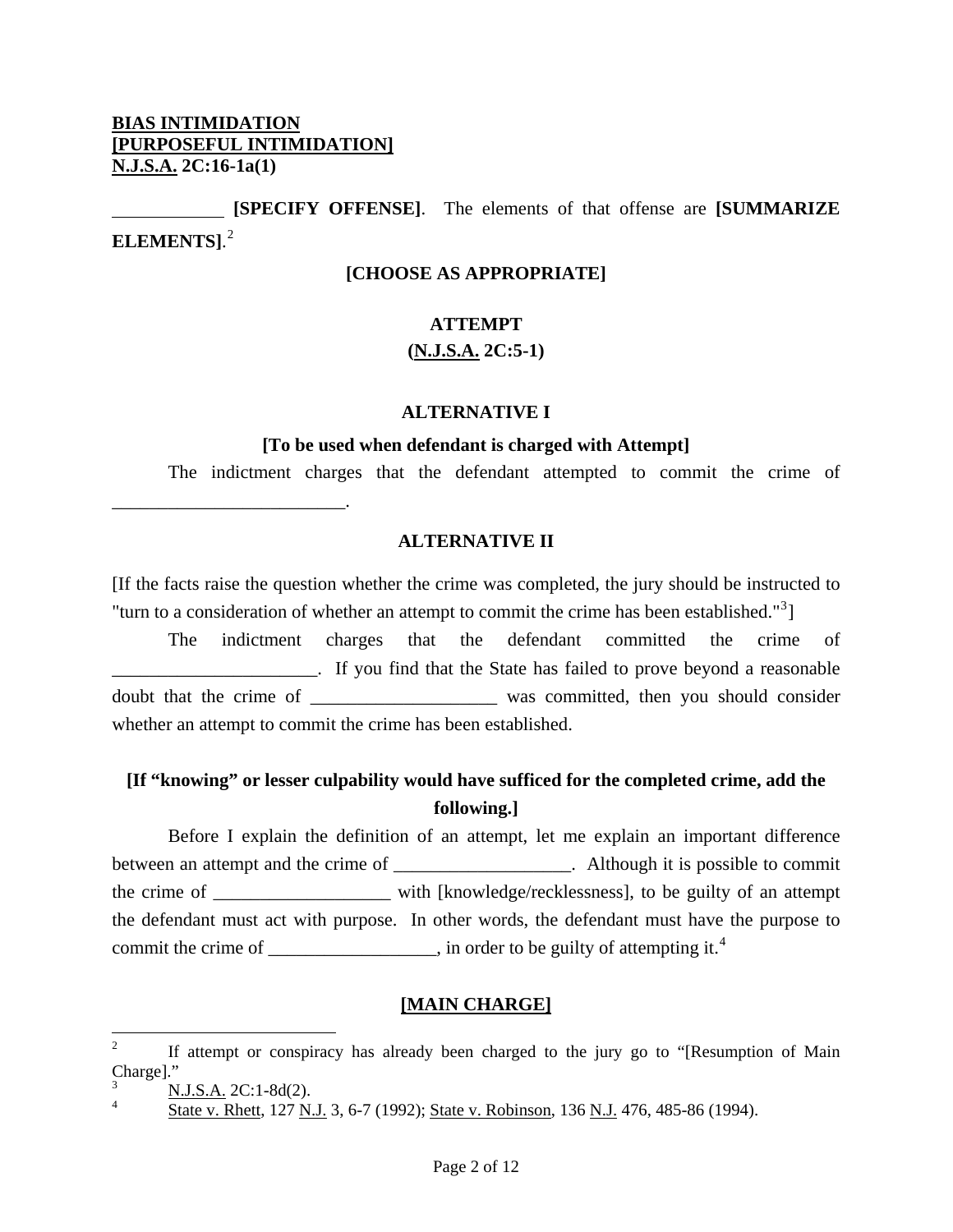**BIAS INTIMIDATION**
**[PURPOSEFUL INTIMIDATION]**
**N.J.S.A. 2C:16-1a(1)**

____________ **[SPECIFY OFFENSE]**. The elements of that offense are **[SUMMARIZE ELEMENTS]**.[2]

**[CHOOSE AS APPROPRIATE]**

**ATTEMPT**
**(N.J.S.A. 2C:5-1)**

**ALTERNATIVE I**

**[To be used when defendant is charged with Attempt]**

The indictment charges that the defendant attempted to commit the crime of _________________________.

**ALTERNATIVE II**

[If the facts raise the question whether the crime was completed, the jury should be instructed to "turn to a consideration of whether an attempt to commit the crime has been established."[3]]

The indictment charges that the defendant committed the crime of ______________________. If you find that the State has failed to prove beyond a reasonable doubt that the crime of ____________________ was committed, then you should consider whether an attempt to commit the crime has been established.

**[If "knowing" or lesser culpability would have sufficed for the completed crime, add the following.]**

Before I explain the definition of an attempt, let me explain an important difference between an attempt and the crime of ___________________. Although it is possible to commit the crime of ___________________ with [knowledge/recklessness], to be guilty of an attempt the defendant must act with purpose. In other words, the defendant must have the purpose to commit the crime of __________________, in order to be guilty of attempting it.[4]

**[MAIN CHARGE]**

---

[2] If attempt or conspiracy has already been charged to the jury go to "[Resumption of Main Charge]."

[3] N.J.S.A. 2C:1-8d(2).

[4] State v. Rhett, 127 N.J. 3, 6-7 (1992); State v. Robinson, 136 N.J. 476, 485-86 (1994).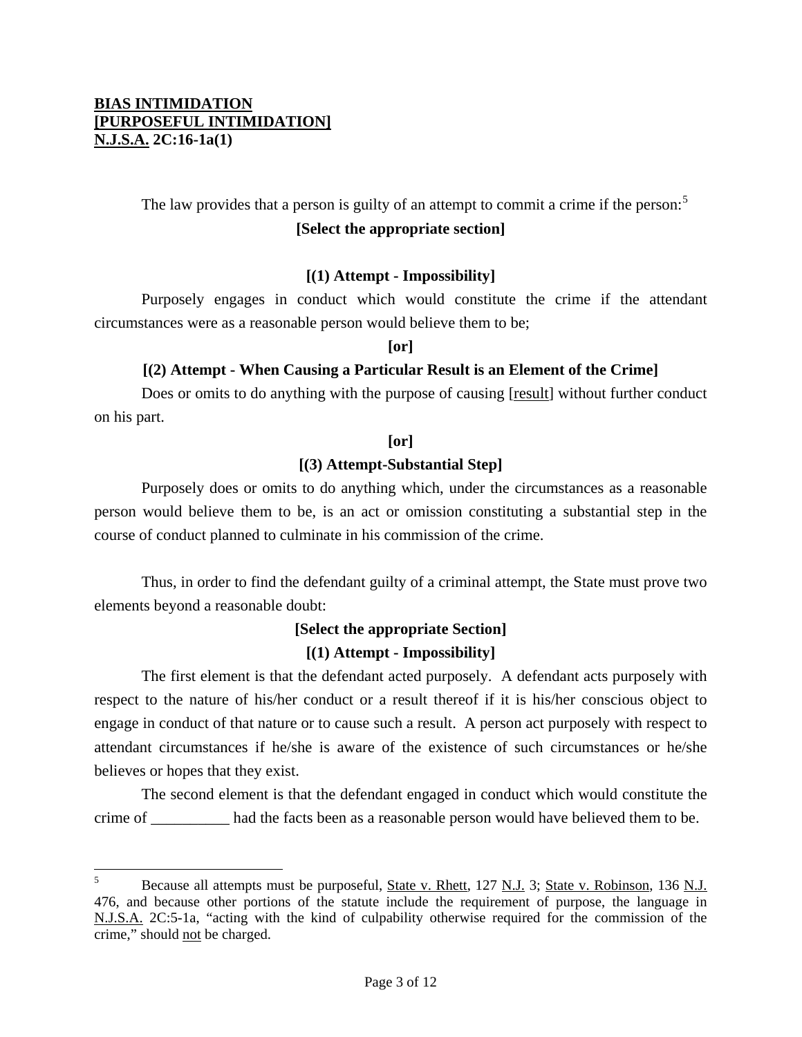**BIAS INTIMIDATION**
**[PURPOSEFUL INTIMIDATION]**
**N.J.S.A. 2C:16-1a(1)**

The law provides that a person is guilty of an attempt to commit a crime if the person:[5]

**[Select the appropriate section]**

**[(1) Attempt - Impossibility]**

Purposely engages in conduct which would constitute the crime if the attendant circumstances were as a reasonable person would believe them to be;

**[or]**

**[(2) Attempt - When Causing a Particular Result is an Element of the Crime]**

Does or omits to do anything with the purpose of causing [result] without further conduct on his part.

**[or]**

**[(3) Attempt-Substantial Step]**

Purposely does or omits to do anything which, under the circumstances as a reasonable person would believe them to be, is an act or omission constituting a substantial step in the course of conduct planned to culminate in his commission of the crime.

Thus, in order to find the defendant guilty of a criminal attempt, the State must prove two elements beyond a reasonable doubt:

**[Select the appropriate Section]**

**[(1) Attempt - Impossibility]**

The first element is that the defendant acted purposely. A defendant acts purposely with respect to the nature of his/her conduct or a result thereof if it is his/her conscious object to engage in conduct of that nature or to cause such a result. A person act purposely with respect to attendant circumstances if he/she is aware of the existence of such circumstances or he/she believes or hopes that they exist.

The second element is that the defendant engaged in conduct which would constitute the crime of __________ had the facts been as a reasonable person would have believed them to be.

---

[5] Because all attempts must be purposeful, State v. Rhett, 127 N.J. 3; State v. Robinson, 136 N.J. 476, and because other portions of the statute include the requirement of purpose, the language in N.J.S.A. 2C:5-1a, "acting with the kind of culpability otherwise required for the commission of the crime," should not be charged.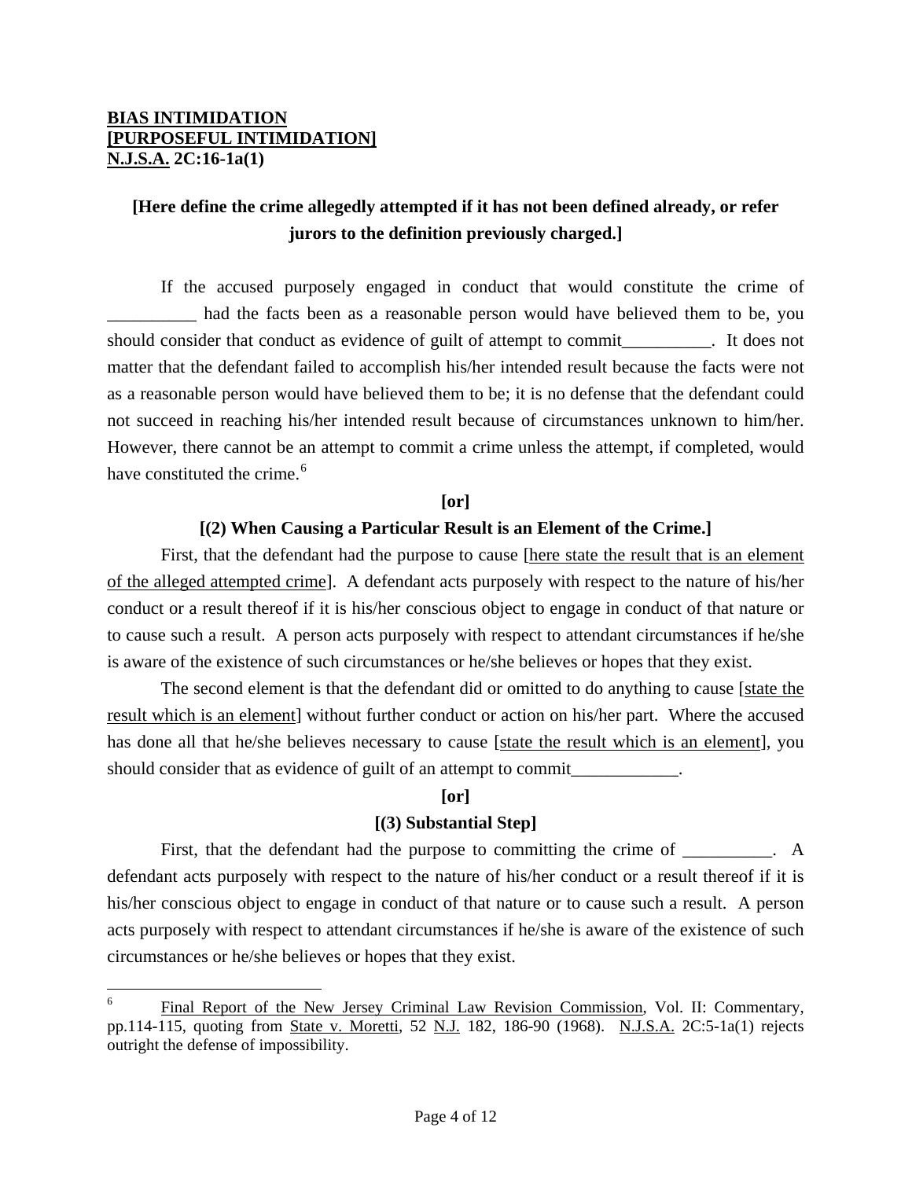**BIAS INTIMIDATION**
**[PURPOSEFUL INTIMIDATION]**
**N.J.S.A. 2C:16-1a(1)**

**[Here define the crime allegedly attempted if it has not been defined already, or refer jurors to the definition previously charged.]**

If the accused purposely engaged in conduct that would constitute the crime of __________ had the facts been as a reasonable person would have believed them to be, you should consider that conduct as evidence of guilt of attempt to commit__________. It does not matter that the defendant failed to accomplish his/her intended result because the facts were not as a reasonable person would have believed them to be; it is no defense that the defendant could not succeed in reaching his/her intended result because of circumstances unknown to him/her. However, there cannot be an attempt to commit a crime unless the attempt, if completed, would have constituted the crime.[6]

**[or]**

**[(2) When Causing a Particular Result is an Element of the Crime.]**

First, that the defendant had the purpose to cause [here state the result that is an element of the alleged attempted crime]. A defendant acts purposely with respect to the nature of his/her conduct or a result thereof if it is his/her conscious object to engage in conduct of that nature or to cause such a result. A person acts purposely with respect to attendant circumstances if he/she is aware of the existence of such circumstances or he/she believes or hopes that they exist.

The second element is that the defendant did or omitted to do anything to cause [state the result which is an element] without further conduct or action on his/her part. Where the accused has done all that he/she believes necessary to cause [state the result which is an element], you should consider that as evidence of guilt of an attempt to commit____________.

**[or]**

**[(3) Substantial Step]**

First, that the defendant had the purpose to committing the crime of __________. A defendant acts purposely with respect to the nature of his/her conduct or a result thereof if it is his/her conscious object to engage in conduct of that nature or to cause such a result. A person acts purposely with respect to attendant circumstances if he/she is aware of the existence of such circumstances or he/she believes or hopes that they exist.

---

[6] Final Report of the New Jersey Criminal Law Revision Commission, Vol. II: Commentary, pp.114-115, quoting from State v. Moretti, 52 N.J. 182, 186-90 (1968). N.J.S.A. 2C:5-1a(1) rejects outright the defense of impossibility.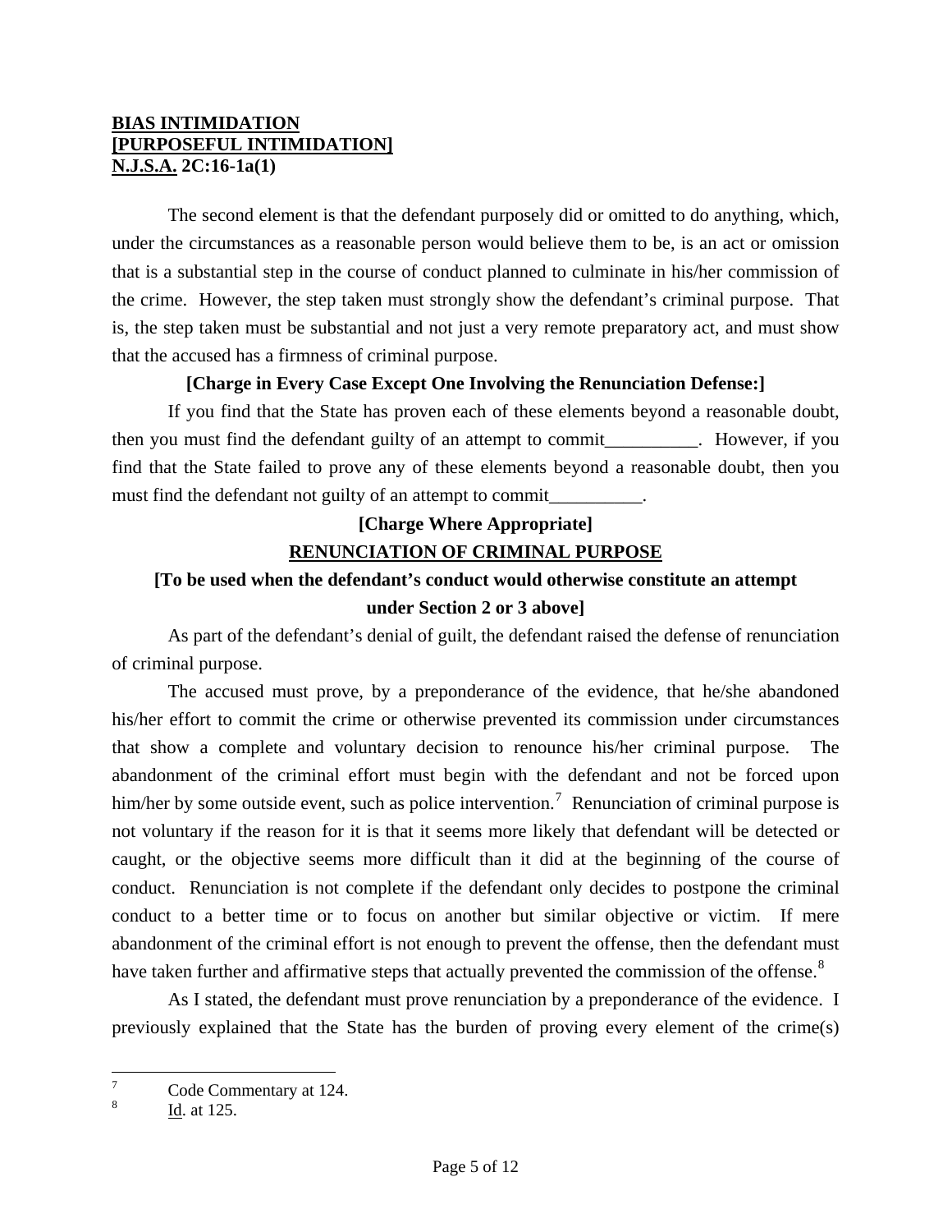**BIAS INTIMIDATION**
**[PURPOSEFUL INTIMIDATION]**
**N.J.S.A. 2C:16-1a(1)**

The second element is that the defendant purposely did or omitted to do anything, which, under the circumstances as a reasonable person would believe them to be, is an act or omission that is a substantial step in the course of conduct planned to culminate in his/her commission of the crime. However, the step taken must strongly show the defendant's criminal purpose. That is, the step taken must be substantial and not just a very remote preparatory act, and must show that the accused has a firmness of criminal purpose.

**[Charge in Every Case Except One Involving the Renunciation Defense:]**

If you find that the State has proven each of these elements beyond a reasonable doubt, then you must find the defendant guilty of an attempt to commit__________. However, if you find that the State failed to prove any of these elements beyond a reasonable doubt, then you must find the defendant not guilty of an attempt to commit__________.

**[Charge Where Appropriate]**

**RENUNCIATION OF CRIMINAL PURPOSE**

**[To be used when the defendant's conduct would otherwise constitute an attempt under Section 2 or 3 above]**

As part of the defendant's denial of guilt, the defendant raised the defense of renunciation of criminal purpose.

The accused must prove, by a preponderance of the evidence, that he/she abandoned his/her effort to commit the crime or otherwise prevented its commission under circumstances that show a complete and voluntary decision to renounce his/her criminal purpose. The abandonment of the criminal effort must begin with the defendant and not be forced upon him/her by some outside event, such as police intervention.[7] Renunciation of criminal purpose is not voluntary if the reason for it is that it seems more likely that defendant will be detected or caught, or the objective seems more difficult than it did at the beginning of the course of conduct. Renunciation is not complete if the defendant only decides to postpone the criminal conduct to a better time or to focus on another but similar objective or victim. If mere abandonment of the criminal effort is not enough to prevent the offense, then the defendant must have taken further and affirmative steps that actually prevented the commission of the offense.[8]

As I stated, the defendant must prove renunciation by a preponderance of the evidence. I previously explained that the State has the burden of proving every element of the crime(s)

---

[7] Code Commentary at 124.

[8] Id. at 125.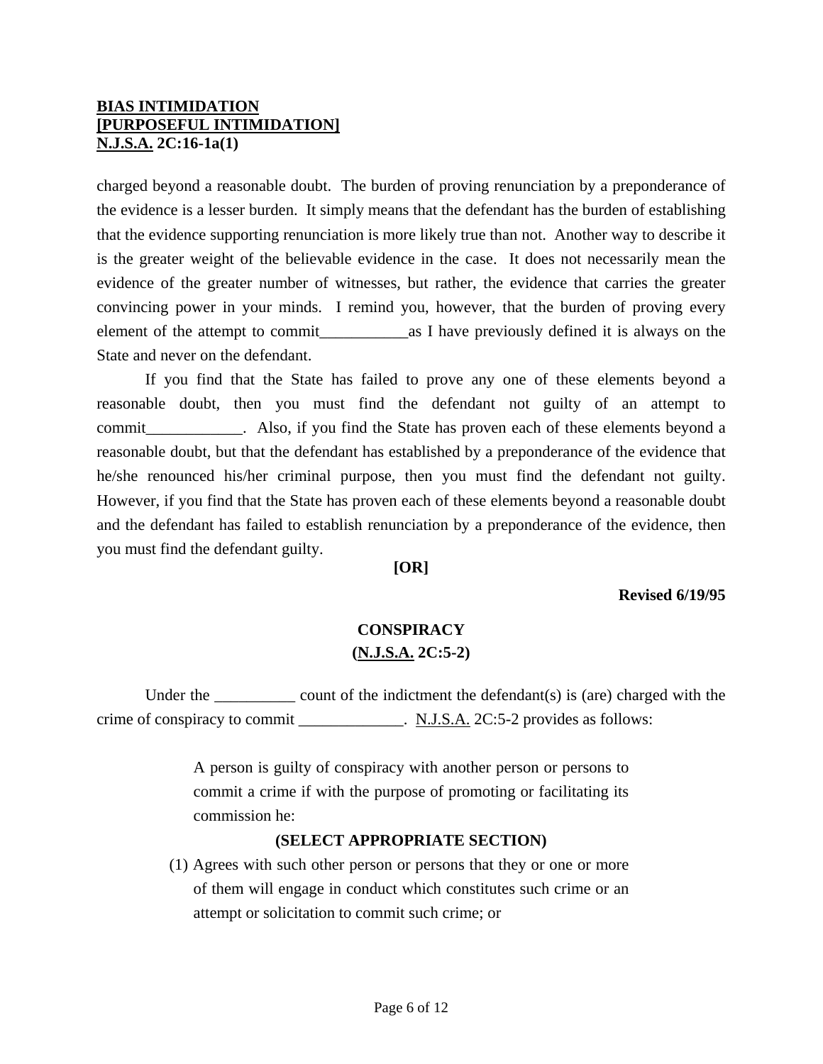charged beyond a reasonable doubt. The burden of proving renunciation by a preponderance of the evidence is a lesser burden. It simply means that the defendant has the burden of establishing that the evidence supporting renunciation is more likely true than not. Another way to describe it is the greater weight of the believable evidence in the case. It does not necessarily mean the evidence of the greater number of witnesses, but rather, the evidence that carries the greater convincing power in your minds. I remind you, however, that the burden of proving every element of the attempt to commit___________as I have previously defined it is always on the State and never on the defendant.

If you find that the State has failed to prove any one of these elements beyond a reasonable doubt, then you must find the defendant not guilty of an attempt to commit____________. Also, if you find the State has proven each of these elements beyond a reasonable doubt, but that the defendant has established by a preponderance of the evidence that he/she renounced his/her criminal purpose, then you must find the defendant not guilty. However, if you find that the State has proven each of these elements beyond a reasonable doubt and the defendant has failed to establish renunciation by a preponderance of the evidence, then you must find the defendant guilty.

**[OR]**

**Revised 6/19/95**

**CONSPIRACY**
**(N.J.S.A. 2C:5-2)**

Under the __________ count of the indictment the defendant(s) is (are) charged with the crime of conspiracy to commit _____________. N.J.S.A. 2C:5-2 provides as follows:

> A person is guilty of conspiracy with another person or persons to commit a crime if with the purpose of promoting or facilitating its commission he:
>
> **(SELECT APPROPRIATE SECTION)**
>
> (1) Agrees with such other person or persons that they or one or more of them will engage in conduct which constitutes such crime or an attempt or solicitation to commit such crime; or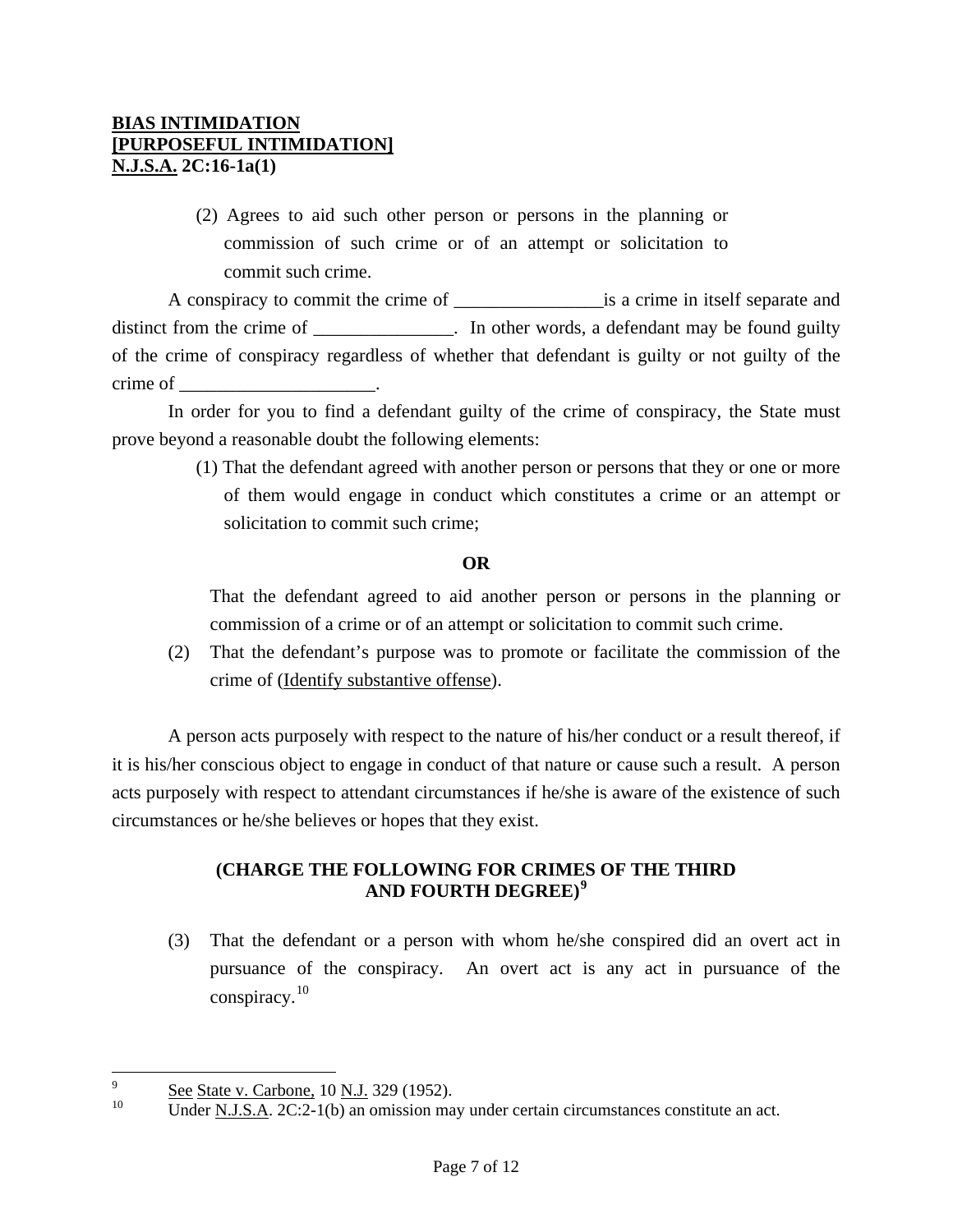**BIAS INTIMIDATION**
**[PURPOSEFUL INTIMIDATION]**
**N.J.S.A. 2C:16-1a(1)**

(2) Agrees to aid such other person or persons in the planning or commission of such crime or of an attempt or solicitation to commit such crime.

A conspiracy to commit the crime of ________________is a crime in itself separate and distinct from the crime of _______________. In other words, a defendant may be found guilty of the crime of conspiracy regardless of whether that defendant is guilty or not guilty of the crime of _____________________.

In order for you to find a defendant guilty of the crime of conspiracy, the State must prove beyond a reasonable doubt the following elements:

(1) That the defendant agreed with another person or persons that they or one or more of them would engage in conduct which constitutes a crime or an attempt or solicitation to commit such crime;

**OR**

That the defendant agreed to aid another person or persons in the planning or commission of a crime or of an attempt or solicitation to commit such crime.

(2) That the defendant's purpose was to promote or facilitate the commission of the crime of (Identify substantive offense).

A person acts purposely with respect to the nature of his/her conduct or a result thereof, if it is his/her conscious object to engage in conduct of that nature or cause such a result. A person acts purposely with respect to attendant circumstances if he/she is aware of the existence of such circumstances or he/she believes or hopes that they exist.

**(CHARGE THE FOLLOWING FOR CRIMES OF THE THIRD AND FOURTH DEGREE)**[9]

(3) That the defendant or a person with whom he/she conspired did an overt act in pursuance of the conspiracy. An overt act is any act in pursuance of the conspiracy.[10]

---

[9] See State v. Carbone, 10 N.J. 329 (1952).

[10] Under N.J.S.A. 2C:2-1(b) an omission may under certain circumstances constitute an act.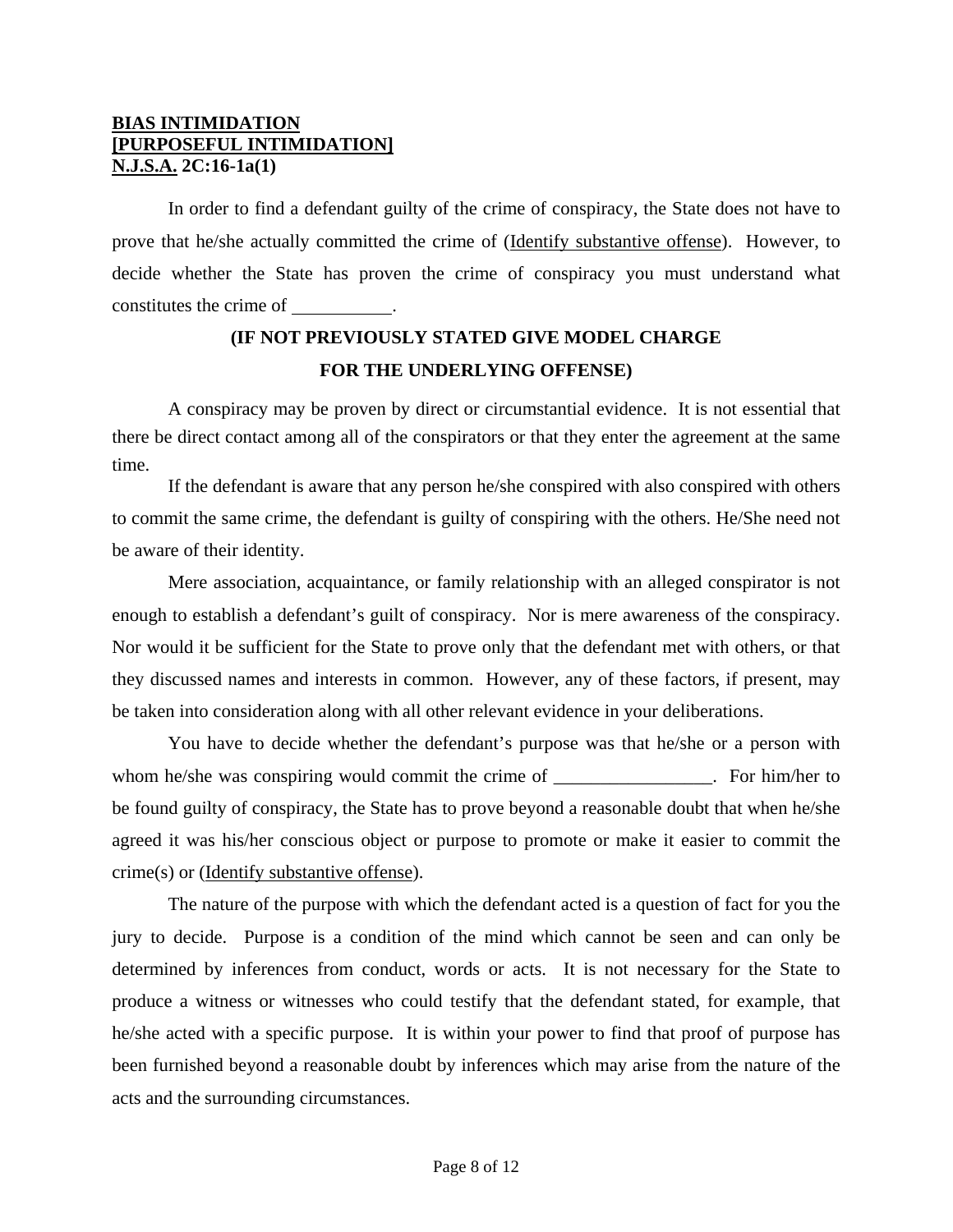**BIAS INTIMIDATION**
**[PURPOSEFUL INTIMIDATION]**
**N.J.S.A. 2C:16-1a(1)**

In order to find a defendant guilty of the crime of conspiracy, the State does not have to prove that he/she actually committed the crime of (Identify substantive offense). However, to decide whether the State has proven the crime of conspiracy you must understand what constitutes the crime of \_\_\_\_\_\_\_\_\_\_\_.

**(IF NOT PREVIOUSLY STATED GIVE MODEL CHARGE FOR THE UNDERLYING OFFENSE)**

A conspiracy may be proven by direct or circumstantial evidence. It is not essential that there be direct contact among all of the conspirators or that they enter the agreement at the same time.

If the defendant is aware that any person he/she conspired with also conspired with others to commit the same crime, the defendant is guilty of conspiring with the others. He/She need not be aware of their identity.

Mere association, acquaintance, or family relationship with an alleged conspirator is not enough to establish a defendant's guilt of conspiracy. Nor is mere awareness of the conspiracy. Nor would it be sufficient for the State to prove only that the defendant met with others, or that they discussed names and interests in common. However, any of these factors, if present, may be taken into consideration along with all other relevant evidence in your deliberations.

You have to decide whether the defendant's purpose was that he/she or a person with whom he/she was conspiring would commit the crime of \_\_\_\_\_\_\_\_\_\_\_\_\_\_\_\_\_. For him/her to be found guilty of conspiracy, the State has to prove beyond a reasonable doubt that when he/she agreed it was his/her conscious object or purpose to promote or make it easier to commit the crime(s) or (Identify substantive offense).

The nature of the purpose with which the defendant acted is a question of fact for you the jury to decide. Purpose is a condition of the mind which cannot be seen and can only be determined by inferences from conduct, words or acts. It is not necessary for the State to produce a witness or witnesses who could testify that the defendant stated, for example, that he/she acted with a specific purpose. It is within your power to find that proof of purpose has been furnished beyond a reasonable doubt by inferences which may arise from the nature of the acts and the surrounding circumstances.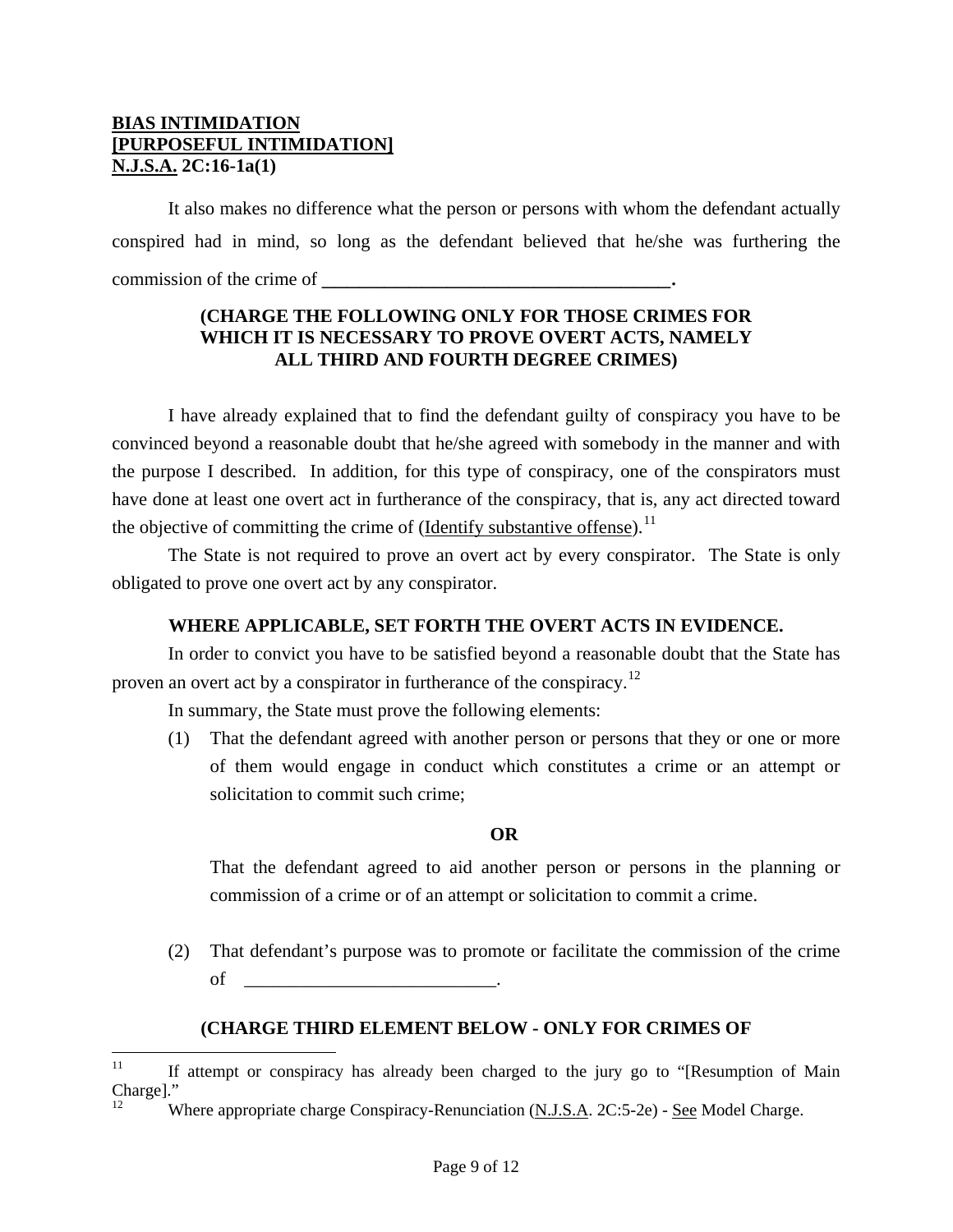**BIAS INTIMIDATION**
**[PURPOSEFUL INTIMIDATION]**
**N.J.S.A. 2C:16-1a(1)**

It also makes no difference what the person or persons with whom the defendant actually conspired had in mind, so long as the defendant believed that he/she was furthering the commission of the crime of **______________________________________.**

**(CHARGE THE FOLLOWING ONLY FOR THOSE CRIMES FOR WHICH IT IS NECESSARY TO PROVE OVERT ACTS, NAMELY ALL THIRD AND FOURTH DEGREE CRIMES)**

I have already explained that to find the defendant guilty of conspiracy you have to be convinced beyond a reasonable doubt that he/she agreed with somebody in the manner and with the purpose I described. In addition, for this type of conspiracy, one of the conspirators must have done at least one overt act in furtherance of the conspiracy, that is, any act directed toward the objective of committing the crime of (Identify substantive offense).[11]

The State is not required to prove an overt act by every conspirator. The State is only obligated to prove one overt act by any conspirator.

**WHERE APPLICABLE, SET FORTH THE OVERT ACTS IN EVIDENCE.**

In order to convict you have to be satisfied beyond a reasonable doubt that the State has proven an overt act by a conspirator in furtherance of the conspiracy.[12]

In summary, the State must prove the following elements:

(1) That the defendant agreed with another person or persons that they or one or more of them would engage in conduct which constitutes a crime or an attempt or solicitation to commit such crime;

**OR**

That the defendant agreed to aid another person or persons in the planning or commission of a crime or of an attempt or solicitation to commit a crime.

(2) That defendant's purpose was to promote or facilitate the commission of the crime of ___________________________.

**(CHARGE THIRD ELEMENT BELOW - ONLY FOR CRIMES OF**

---

[11] If attempt or conspiracy has already been charged to the jury go to "[Resumption of Main Charge]."

[12] Where appropriate charge Conspiracy-Renunciation (N.J.S.A. 2C:5-2e) - See Model Charge.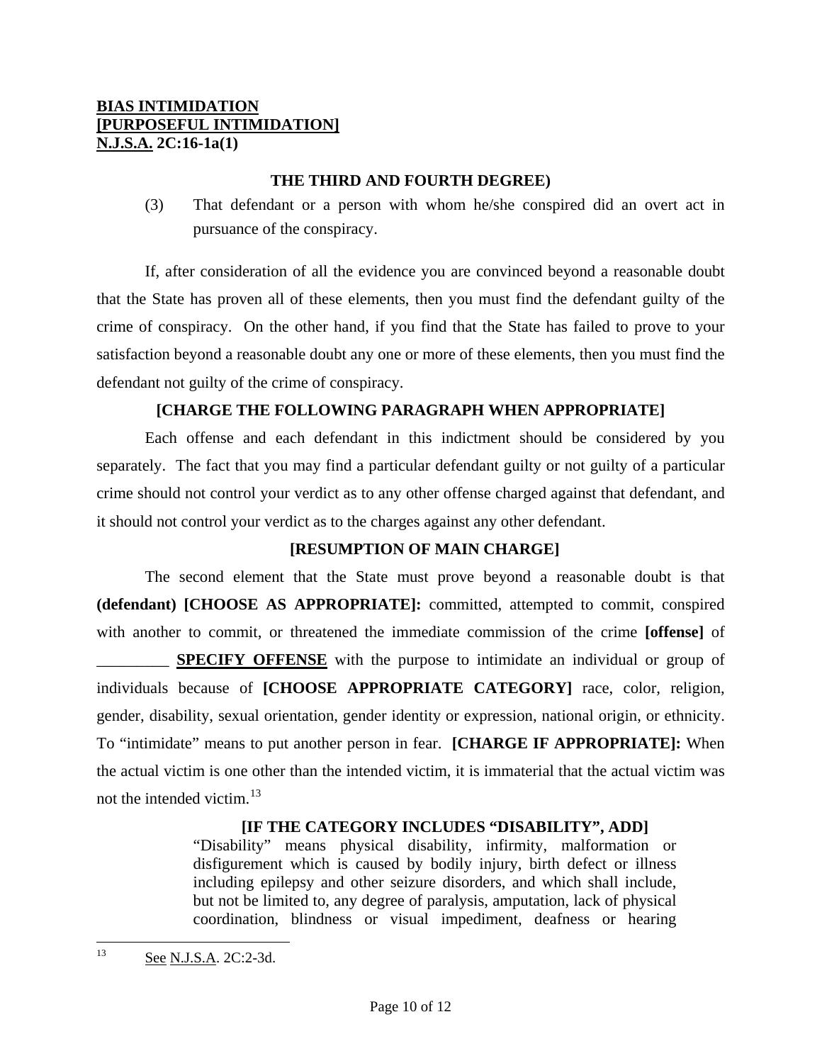**THE THIRD AND FOURTH DEGREE)**

(3) That defendant or a person with whom he/she conspired did an overt act in pursuance of the conspiracy.

If, after consideration of all the evidence you are convinced beyond a reasonable doubt that the State has proven all of these elements, then you must find the defendant guilty of the crime of conspiracy. On the other hand, if you find that the State has failed to prove to your satisfaction beyond a reasonable doubt any one or more of these elements, then you must find the defendant not guilty of the crime of conspiracy.

**[CHARGE THE FOLLOWING PARAGRAPH WHEN APPROPRIATE]**

Each offense and each defendant in this indictment should be considered by you separately. The fact that you may find a particular defendant guilty or not guilty of a particular crime should not control your verdict as to any other offense charged against that defendant, and it should not control your verdict as to the charges against any other defendant.

**[RESUMPTION OF MAIN CHARGE]**

The second element that the State must prove beyond a reasonable doubt is that **(defendant) [CHOOSE AS APPROPRIATE]:** committed, attempted to commit, conspired with another to commit, or threatened the immediate commission of the crime **[offense]** of _________ **SPECIFY OFFENSE** with the purpose to intimidate an individual or group of individuals because of **[CHOOSE APPROPRIATE CATEGORY]** race, color, religion, gender, disability, sexual orientation, gender identity or expression, national origin, or ethnicity. To "intimidate" means to put another person in fear. **[CHARGE IF APPROPRIATE]:** When the actual victim is one other than the intended victim, it is immaterial that the actual victim was not the intended victim.[13]

**[IF THE CATEGORY INCLUDES "DISABILITY", ADD]**

> "Disability" means physical disability, infirmity, malformation or disfigurement which is caused by bodily injury, birth defect or illness including epilepsy and other seizure disorders, and which shall include, but not be limited to, any degree of paralysis, amputation, lack of physical coordination, blindness or visual impediment, deafness or hearing

---

[13] See N.J.S.A. 2C:2-3d.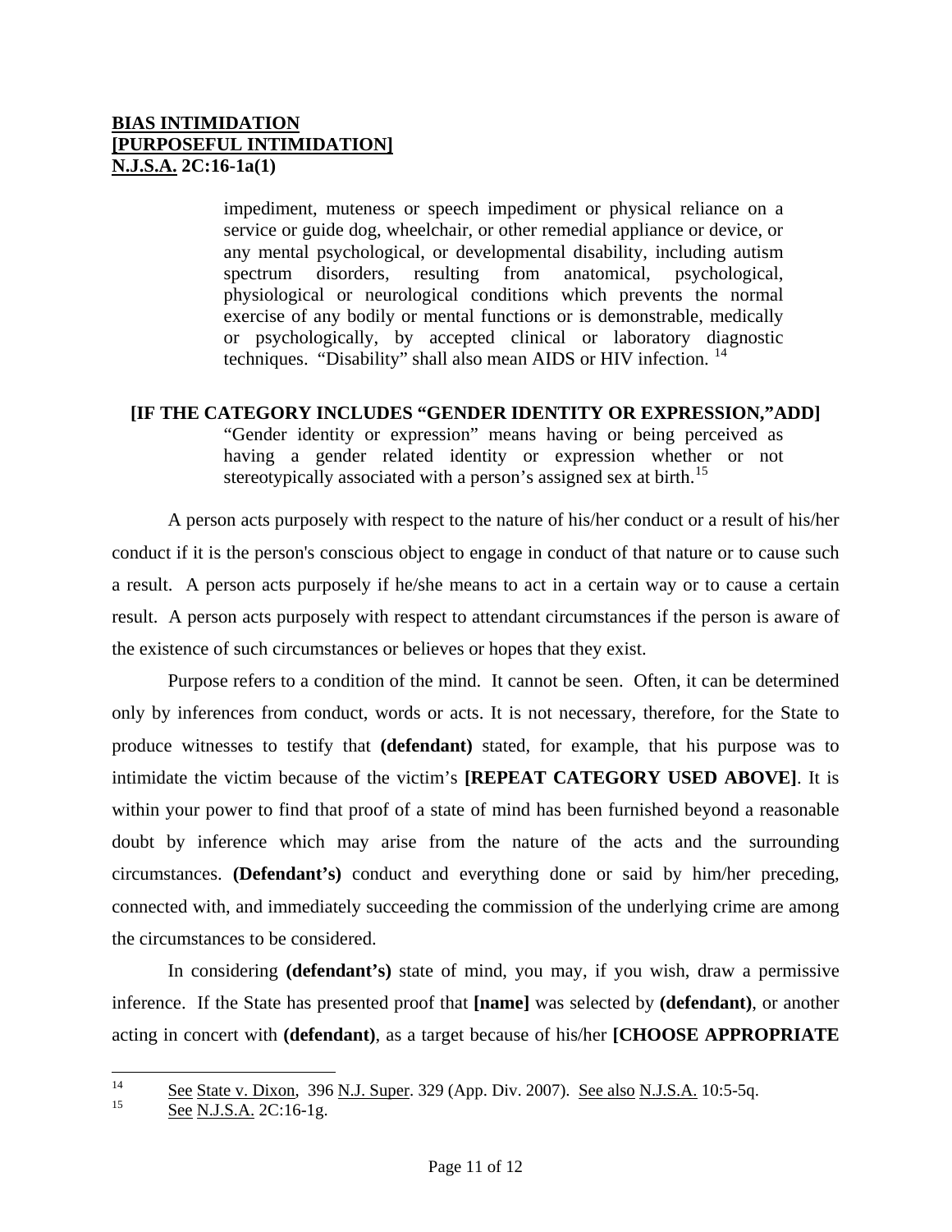impediment, muteness or speech impediment or physical reliance on a service or guide dog, wheelchair, or other remedial appliance or device, or any mental psychological, or developmental disability, including autism spectrum disorders, resulting from anatomical, psychological, physiological or neurological conditions which prevents the normal exercise of any bodily or mental functions or is demonstrable, medically or psychologically, by accepted clinical or laboratory diagnostic techniques. "Disability" shall also mean AIDS or HIV infection. [14]

**[IF THE CATEGORY INCLUDES "GENDER IDENTITY OR EXPRESSION," ADD]**

"Gender identity or expression" means having or being perceived as having a gender related identity or expression whether or not stereotypically associated with a person's assigned sex at birth. [15]

A person acts purposely with respect to the nature of his/her conduct or a result of his/her conduct if it is the person's conscious object to engage in conduct of that nature or to cause such a result. A person acts purposely if he/she means to act in a certain way or to cause a certain result. A person acts purposely with respect to attendant circumstances if the person is aware of the existence of such circumstances or believes or hopes that they exist.

Purpose refers to a condition of the mind. It cannot be seen. Often, it can be determined only by inferences from conduct, words or acts. It is not necessary, therefore, for the State to produce witnesses to testify that **(defendant)** stated, for example, that his purpose was to intimidate the victim because of the victim's **[REPEAT CATEGORY USED ABOVE]**. It is within your power to find that proof of a state of mind has been furnished beyond a reasonable doubt by inference which may arise from the nature of the acts and the surrounding circumstances. **(Defendant's)** conduct and everything done or said by him/her preceding, connected with, and immediately succeeding the commission of the underlying crime are among the circumstances to be considered.

In considering **(defendant's)** state of mind, you may, if you wish, draw a permissive inference. If the State has presented proof that **[name]** was selected by **(defendant)**, or another acting in concert with **(defendant)**, as a target because of his/her **[CHOOSE APPROPRIATE**

---

[14] See State v. Dixon, 396 N.J. Super. 329 (App. Div. 2007). See also N.J.S.A. 10:5-5q.

[15] See N.J.S.A. 2C:16-1g.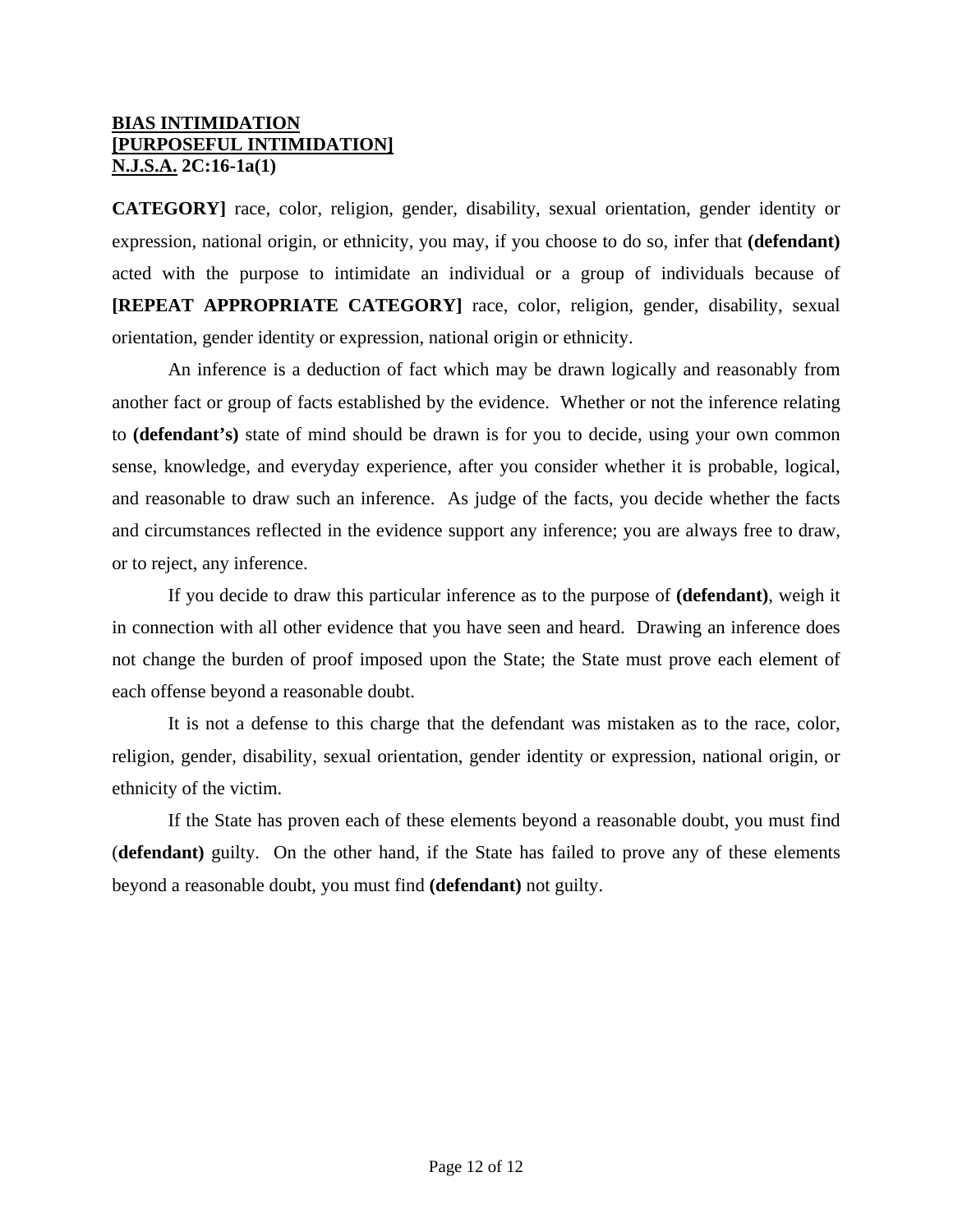**CATEGORY]** race, color, religion, gender, disability, sexual orientation, gender identity or expression, national origin, or ethnicity, you may, if you choose to do so, infer that **(defendant)** acted with the purpose to intimidate an individual or a group of individuals because of **[REPEAT APPROPRIATE CATEGORY]** race, color, religion, gender, disability, sexual orientation, gender identity or expression, national origin or ethnicity.

An inference is a deduction of fact which may be drawn logically and reasonably from another fact or group of facts established by the evidence. Whether or not the inference relating to **(defendant's)** state of mind should be drawn is for you to decide, using your own common sense, knowledge, and everyday experience, after you consider whether it is probable, logical, and reasonable to draw such an inference. As judge of the facts, you decide whether the facts and circumstances reflected in the evidence support any inference; you are always free to draw, or to reject, any inference.

If you decide to draw this particular inference as to the purpose of **(defendant)**, weigh it in connection with all other evidence that you have seen and heard. Drawing an inference does not change the burden of proof imposed upon the State; the State must prove each element of each offense beyond a reasonable doubt.

It is not a defense to this charge that the defendant was mistaken as to the race, color, religion, gender, disability, sexual orientation, gender identity or expression, national origin, or ethnicity of the victim.

If the State has proven each of these elements beyond a reasonable doubt, you must find (**defendant)** guilty. On the other hand, if the State has failed to prove any of these elements beyond a reasonable doubt, you must find **(defendant)** not guilty.